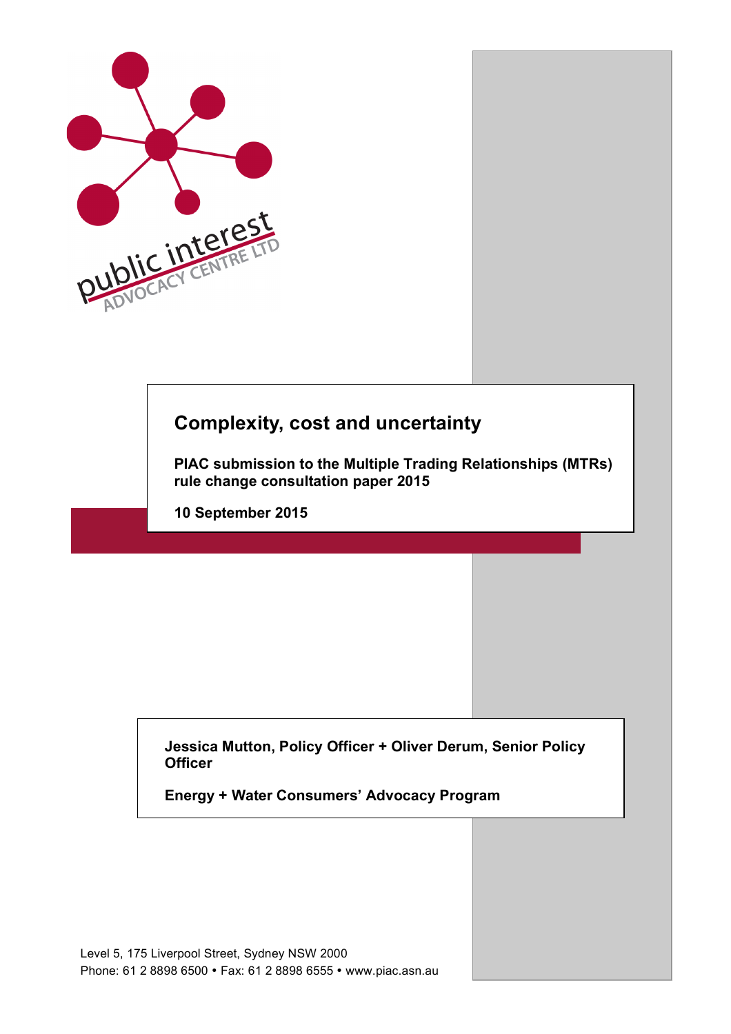# Complexity, cost and uncertainty

**PIAC submission to the Multiple Trading Relationships (MTRs) rule change consultation paper 2015**

**10 September 2015**

**Jessica Mutton, Policy Officer + Oliver Derum, Senior Policy Officer**

**Energy + Water Consumers' Advocacy Program**

Level 5, 175 Liverpool Street, Sydney NSW 2000
Phone: 61 2 8898 6500 • Fax: 61 2 8898 6555 • www.piac.asn.au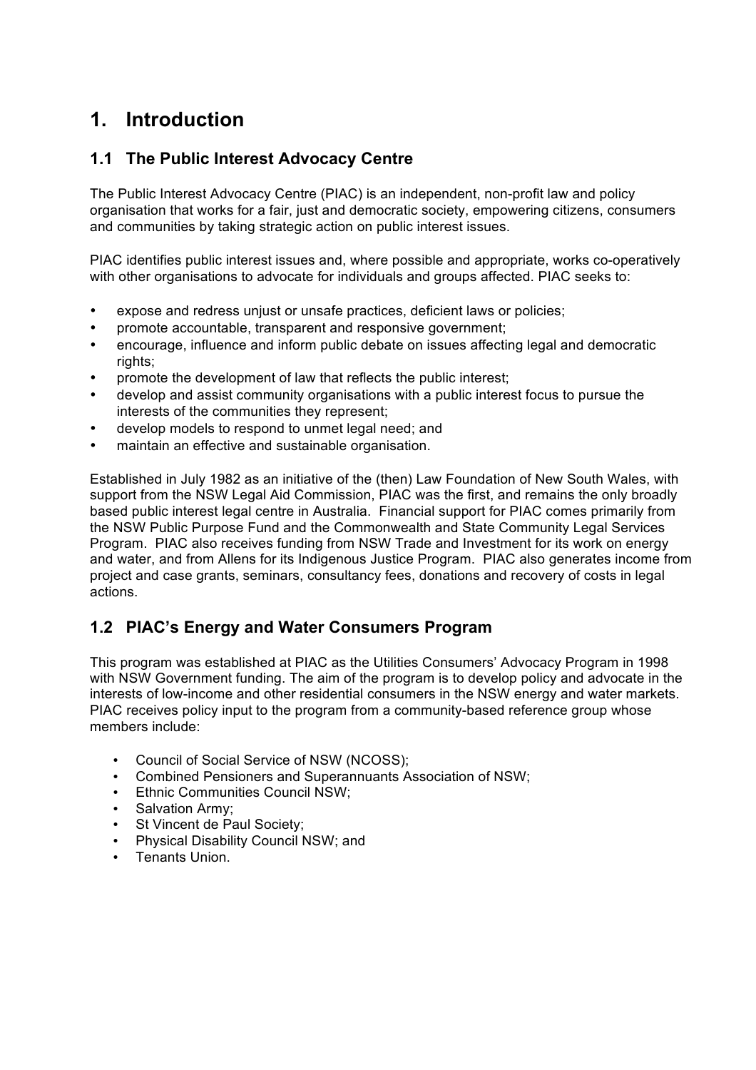# 1. Introduction

## 1.1 The Public Interest Advocacy Centre

The Public Interest Advocacy Centre (PIAC) is an independent, non-profit law and policy organisation that works for a fair, just and democratic society, empowering citizens, consumers and communities by taking strategic action on public interest issues.

PIAC identifies public interest issues and, where possible and appropriate, works co-operatively with other organisations to advocate for individuals and groups affected. PIAC seeks to:

- expose and redress unjust or unsafe practices, deficient laws or policies;
- promote accountable, transparent and responsive government;
- encourage, influence and inform public debate on issues affecting legal and democratic rights;
- promote the development of law that reflects the public interest;
- develop and assist community organisations with a public interest focus to pursue the interests of the communities they represent;
- develop models to respond to unmet legal need; and
- maintain an effective and sustainable organisation.

Established in July 1982 as an initiative of the (then) Law Foundation of New South Wales, with support from the NSW Legal Aid Commission, PIAC was the first, and remains the only broadly based public interest legal centre in Australia. Financial support for PIAC comes primarily from the NSW Public Purpose Fund and the Commonwealth and State Community Legal Services Program. PIAC also receives funding from NSW Trade and Investment for its work on energy and water, and from Allens for its Indigenous Justice Program. PIAC also generates income from project and case grants, seminars, consultancy fees, donations and recovery of costs in legal actions.

## 1.2 PIAC's Energy and Water Consumers Program

This program was established at PIAC as the Utilities Consumers' Advocacy Program in 1998 with NSW Government funding. The aim of the program is to develop policy and advocate in the interests of low-income and other residential consumers in the NSW energy and water markets. PIAC receives policy input to the program from a community-based reference group whose members include:

- Council of Social Service of NSW (NCOSS);
- Combined Pensioners and Superannuants Association of NSW;
- Ethnic Communities Council NSW;
- Salvation Army;
- St Vincent de Paul Society;
- Physical Disability Council NSW; and
- Tenants Union.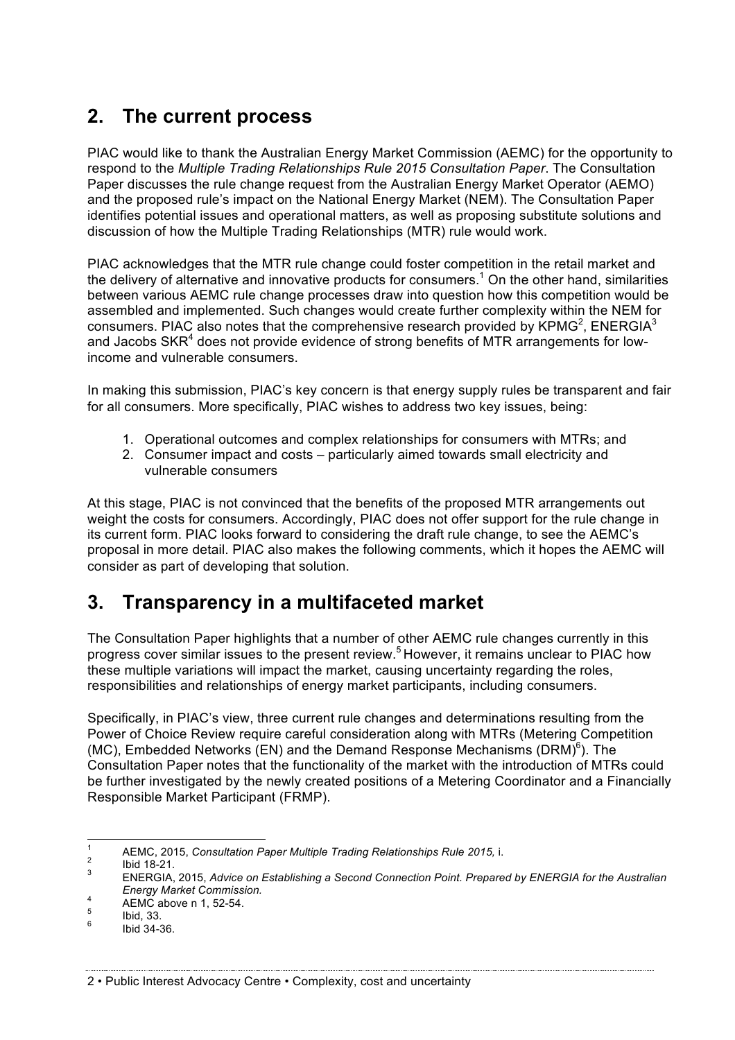## 2. The current process

PIAC would like to thank the Australian Energy Market Commission (AEMC) for the opportunity to respond to the *Multiple Trading Relationships Rule 2015 Consultation Paper*. The Consultation Paper discusses the rule change request from the Australian Energy Market Operator (AEMO) and the proposed rule's impact on the National Energy Market (NEM). The Consultation Paper identifies potential issues and operational matters, as well as proposing substitute solutions and discussion of how the Multiple Trading Relationships (MTR) rule would work.

PIAC acknowledges that the MTR rule change could foster competition in the retail market and the delivery of alternative and innovative products for consumers.[1] On the other hand, similarities between various AEMC rule change processes draw into question how this competition would be assembled and implemented. Such changes would create further complexity within the NEM for consumers. PIAC also notes that the comprehensive research provided by KPMG[2], ENERGIA[3] and Jacobs SKR[4] does not provide evidence of strong benefits of MTR arrangements for low-income and vulnerable consumers.

In making this submission, PIAC's key concern is that energy supply rules be transparent and fair for all consumers. More specifically, PIAC wishes to address two key issues, being:

1. Operational outcomes and complex relationships for consumers with MTRs; and
2. Consumer impact and costs – particularly aimed towards small electricity and vulnerable consumers

At this stage, PIAC is not convinced that the benefits of the proposed MTR arrangements out weight the costs for consumers. Accordingly, PIAC does not offer support for the rule change in its current form. PIAC looks forward to considering the draft rule change, to see the AEMC's proposal in more detail. PIAC also makes the following comments, which it hopes the AEMC will consider as part of developing that solution.

## 3. Transparency in a multifaceted market

The Consultation Paper highlights that a number of other AEMC rule changes currently in this progress cover similar issues to the present review.[5] However, it remains unclear to PIAC how these multiple variations will impact the market, causing uncertainty regarding the roles, responsibilities and relationships of energy market participants, including consumers.

Specifically, in PIAC's view, three current rule changes and determinations resulting from the Power of Choice Review require careful consideration along with MTRs (Metering Competition (MC), Embedded Networks (EN) and the Demand Response Mechanisms (DRM)[6]). The Consultation Paper notes that the functionality of the market with the introduction of MTRs could be further investigated by the newly created positions of a Metering Coordinator and a Financially Responsible Market Participant (FRMP).

---

[1] AEMC, 2015, *Consultation Paper Multiple Trading Relationships Rule 2015,* i.

[2] Ibid 18-21.

[3] ENERGIA, 2015, *Advice on Establishing a Second Connection Point. Prepared by ENERGIA for the Australian Energy Market Commission.*

[4] AEMC above n 1, 52-54.

[5] Ibid, 33.

[6] Ibid 34-36.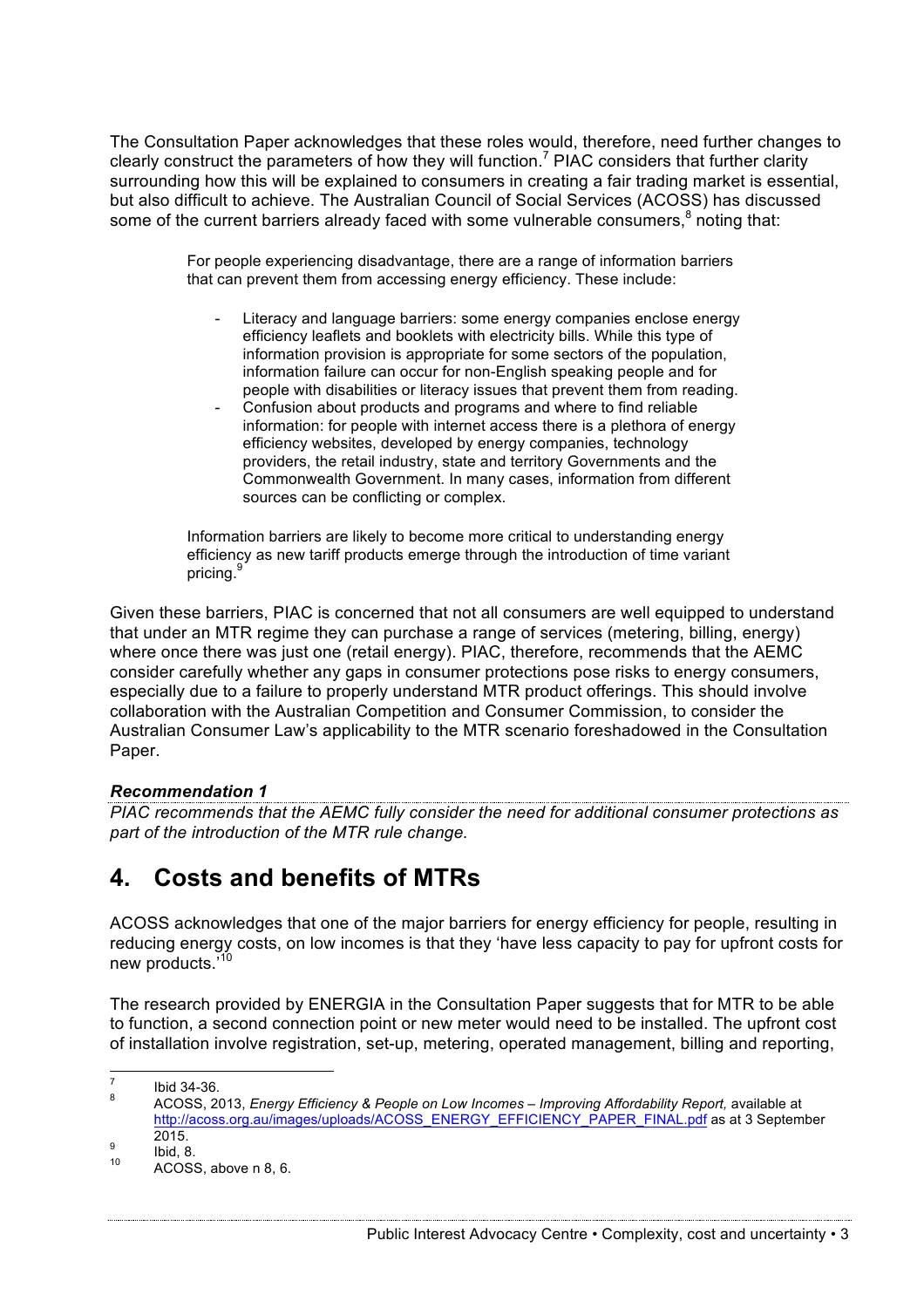The Consultation Paper acknowledges that these roles would, therefore, need further changes to clearly construct the parameters of how they will function.[7] PIAC considers that further clarity surrounding how this will be explained to consumers in creating a fair trading market is essential, but also difficult to achieve. The Australian Council of Social Services (ACOSS) has discussed some of the current barriers already faced with some vulnerable consumers,[8] noting that:

> For people experiencing disadvantage, there are a range of information barriers that can prevent them from accessing energy efficiency. These include:
>
> - Literacy and language barriers: some energy companies enclose energy efficiency leaflets and booklets with electricity bills. While this type of information provision is appropriate for some sectors of the population, information failure can occur for non-English speaking people and for people with disabilities or literacy issues that prevent them from reading.
> - Confusion about products and programs and where to find reliable information: for people with internet access there is a plethora of energy efficiency websites, developed by energy companies, technology providers, the retail industry, state and territory Governments and the Commonwealth Government. In many cases, information from different sources can be conflicting or complex.
>
> Information barriers are likely to become more critical to understanding energy efficiency as new tariff products emerge through the introduction of time variant pricing.[9]

Given these barriers, PIAC is concerned that not all consumers are well equipped to understand that under an MTR regime they can purchase a range of services (metering, billing, energy) where once there was just one (retail energy). PIAC, therefore, recommends that the AEMC consider carefully whether any gaps in consumer protections pose risks to energy consumers, especially due to a failure to properly understand MTR product offerings. This should involve collaboration with the Australian Competition and Consumer Commission, to consider the Australian Consumer Law's applicability to the MTR scenario foreshadowed in the Consultation Paper.

***Recommendation 1***

*PIAC recommends that the AEMC fully consider the need for additional consumer protections as part of the introduction of the MTR rule change.*

# 4. Costs and benefits of MTRs

ACOSS acknowledges that one of the major barriers for energy efficiency for people, resulting in reducing energy costs, on low incomes is that they 'have less capacity to pay for upfront costs for new products.'[10]

The research provided by ENERGIA in the Consultation Paper suggests that for MTR to be able to function, a second connection point or new meter would need to be installed. The upfront cost of installation involve registration, set-up, metering, operated management, billing and reporting,

---

[7] Ibid 34-36.

[8] ACOSS, 2013, *Energy Efficiency & People on Low Incomes – Improving Affordability Report,* available at http://acoss.org.au/images/uploads/ACOSS_ENERGY_EFFICIENCY_PAPER_FINAL.pdf as at 3 September 2015.

[9] Ibid, 8.

[10] ACOSS, above n 8, 6.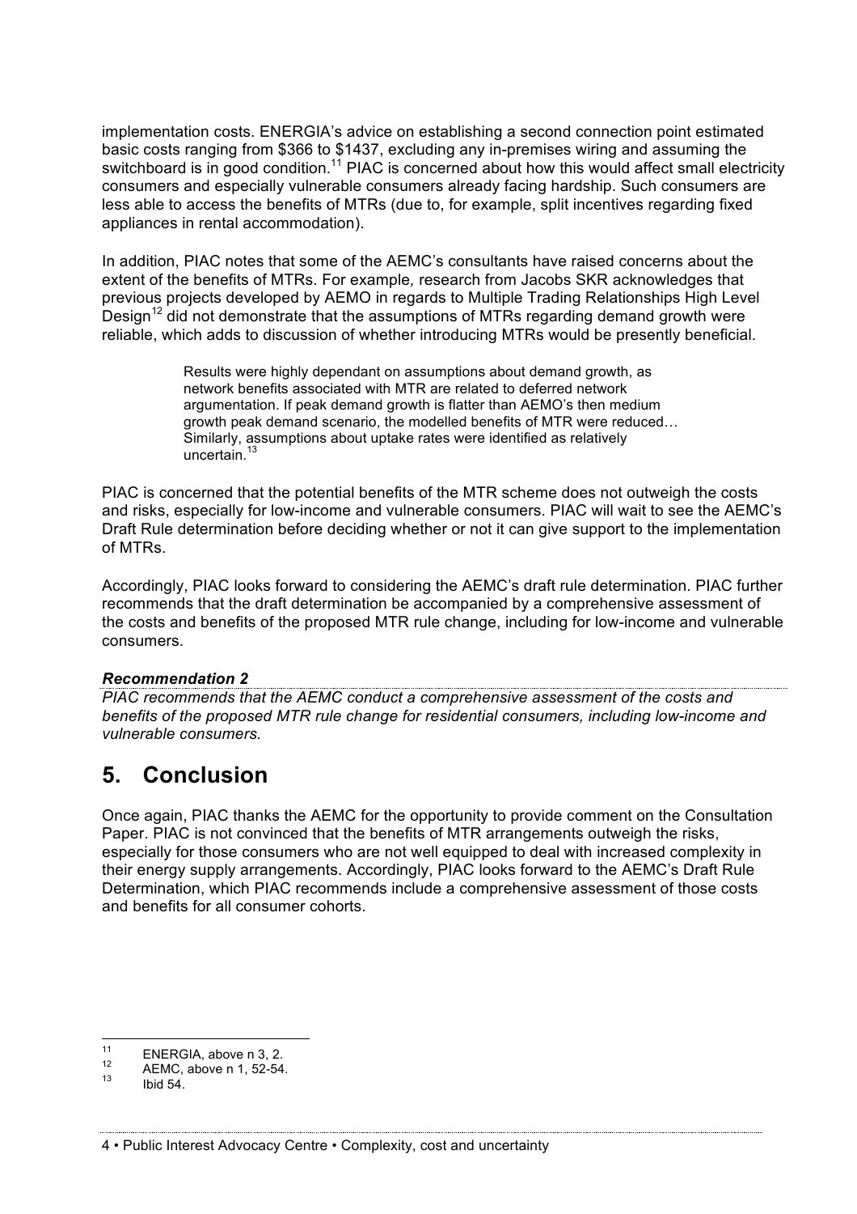implementation costs. ENERGIA's advice on establishing a second connection point estimated basic costs ranging from $366 to $1437, excluding any in-premises wiring and assuming the switchboard is in good condition.[11] PIAC is concerned about how this would affect small electricity consumers and especially vulnerable consumers already facing hardship. Such consumers are less able to access the benefits of MTRs (due to, for example, split incentives regarding fixed appliances in rental accommodation).

In addition, PIAC notes that some of the AEMC's consultants have raised concerns about the extent of the benefits of MTRs. For example, research from Jacobs SKR acknowledges that previous projects developed by AEMO in regards to Multiple Trading Relationships High Level Design[12] did not demonstrate that the assumptions of MTRs regarding demand growth were reliable, which adds to discussion of whether introducing MTRs would be presently beneficial.

> Results were highly dependant on assumptions about demand growth, as network benefits associated with MTR are related to deferred network argumentation. If peak demand growth is flatter than AEMO's then medium growth peak demand scenario, the modelled benefits of MTR were reduced… Similarly, assumptions about uptake rates were identified as relatively uncertain.[13]

PIAC is concerned that the potential benefits of the MTR scheme does not outweigh the costs and risks, especially for low-income and vulnerable consumers. PIAC will wait to see the AEMC's Draft Rule determination before deciding whether or not it can give support to the implementation of MTRs.

Accordingly, PIAC looks forward to considering the AEMC's draft rule determination. PIAC further recommends that the draft determination be accompanied by a comprehensive assessment of the costs and benefits of the proposed MTR rule change, including for low-income and vulnerable consumers.

***Recommendation 2***

*PIAC recommends that the AEMC conduct a comprehensive assessment of the costs and benefits of the proposed MTR rule change for residential consumers, including low-income and vulnerable consumers.*

# 5. Conclusion

Once again, PIAC thanks the AEMC for the opportunity to provide comment on the Consultation Paper. PIAC is not convinced that the benefits of MTR arrangements outweigh the risks, especially for those consumers who are not well equipped to deal with increased complexity in their energy supply arrangements. Accordingly, PIAC looks forward to the AEMC's Draft Rule Determination, which PIAC recommends include a comprehensive assessment of those costs and benefits for all consumer cohorts.

---

[11] ENERGIA, above n 3, 2.

[12] AEMC, above n 1, 52-54.

[13] Ibid 54.